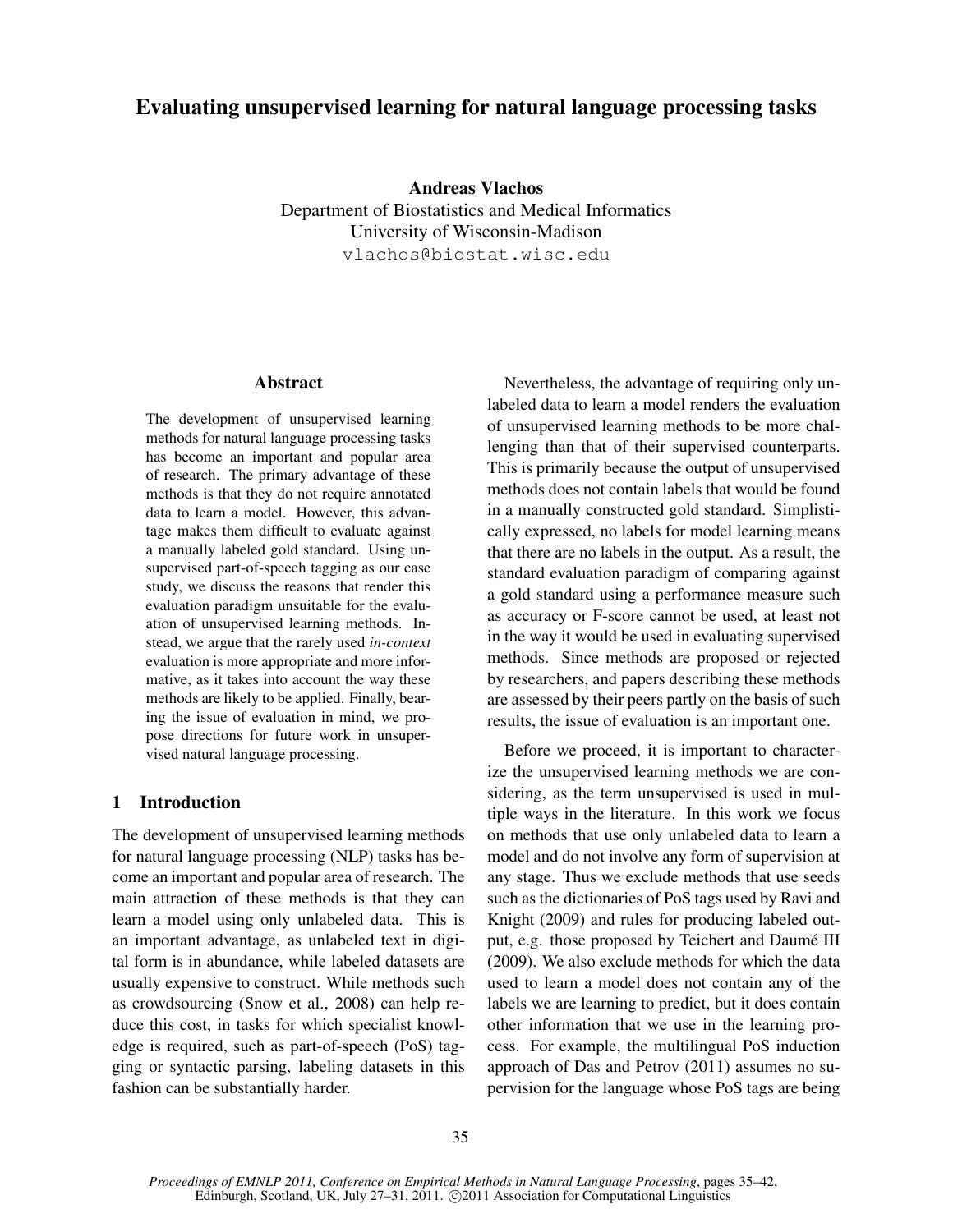# Evaluating unsupervised learning for natural language processing tasks

**Andreas Vlachos**
Department of Biostatistics and Medical Informatics
University of Wisconsin-Madison
vlachos@biostat.wisc.edu

## Abstract

The development of unsupervised learning methods for natural language processing tasks has become an important and popular area of research. The primary advantage of these methods is that they do not require annotated data to learn a model. However, this advantage makes them difficult to evaluate against a manually labeled gold standard. Using unsupervised part-of-speech tagging as our case study, we discuss the reasons that render this evaluation paradigm unsuitable for the evaluation of unsupervised learning methods. Instead, we argue that the rarely used *in-context* evaluation is more appropriate and more informative, as it takes into account the way these methods are likely to be applied. Finally, bearing the issue of evaluation in mind, we propose directions for future work in unsupervised natural language processing.

## 1 Introduction

The development of unsupervised learning methods for natural language processing (NLP) tasks has become an important and popular area of research. The main attraction of these methods is that they can learn a model using only unlabeled data. This is an important advantage, as unlabeled text in digital form is in abundance, while labeled datasets are usually expensive to construct. While methods such as crowdsourcing (Snow et al., 2008) can help reduce this cost, in tasks for which specialist knowledge is required, such as part-of-speech (PoS) tagging or syntactic parsing, labeling datasets in this fashion can be substantially harder.

Nevertheless, the advantage of requiring only unlabeled data to learn a model renders the evaluation of unsupervised learning methods to be more challenging than that of their supervised counterparts. This is primarily because the output of unsupervised methods does not contain labels that would be found in a manually constructed gold standard. Simplistically expressed, no labels for model learning means that there are no labels in the output. As a result, the standard evaluation paradigm of comparing against a gold standard using a performance measure such as accuracy or F-score cannot be used, at least not in the way it would be used in evaluating supervised methods. Since methods are proposed or rejected by researchers, and papers describing these methods are assessed by their peers partly on the basis of such results, the issue of evaluation is an important one.

Before we proceed, it is important to characterize the unsupervised learning methods we are considering, as the term unsupervised is used in multiple ways in the literature. In this work we focus on methods that use only unlabeled data to learn a model and do not involve any form of supervision at any stage. Thus we exclude methods that use seeds such as the dictionaries of PoS tags used by Ravi and Knight (2009) and rules for producing labeled output, e.g. those proposed by Teichert and Daumé III (2009). We also exclude methods for which the data used to learn a model does not contain any of the labels we are learning to predict, but it does contain other information that we use in the learning process. For example, the multilingual PoS induction approach of Das and Petrov (2011) assumes no supervision for the language whose PoS tags are being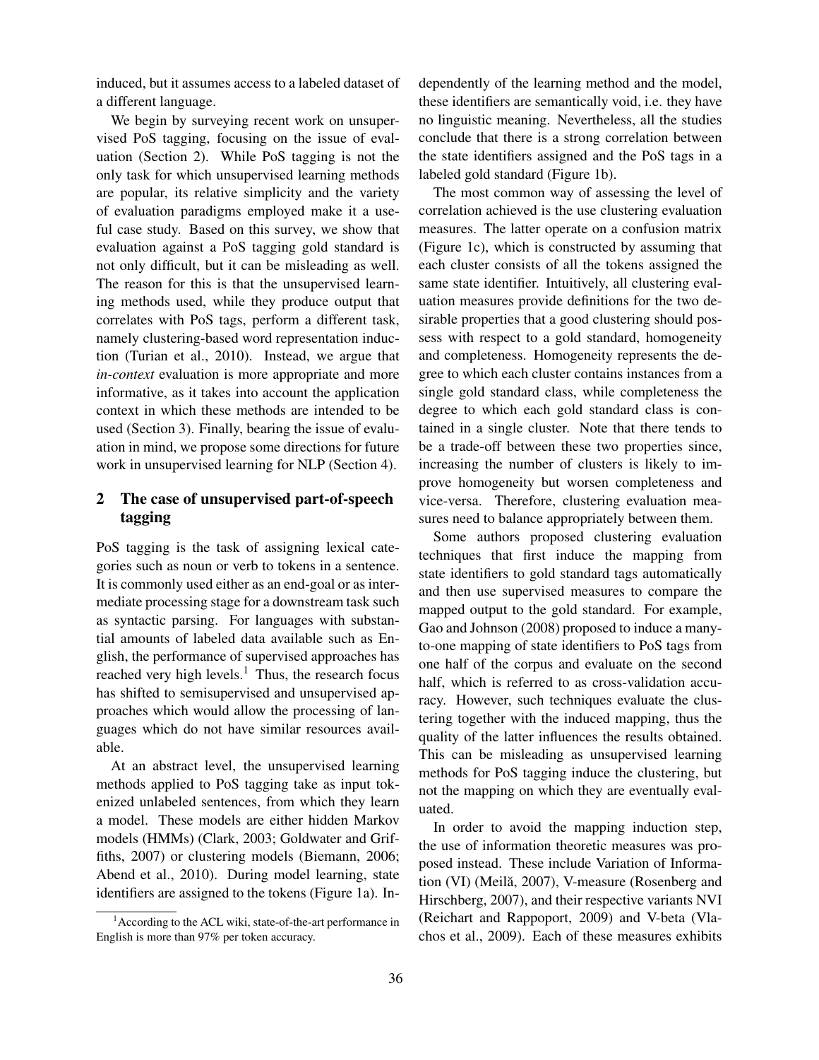induced, but it assumes access to a labeled dataset of a different language.

We begin by surveying recent work on unsupervised PoS tagging, focusing on the issue of evaluation (Section 2). While PoS tagging is not the only task for which unsupervised learning methods are popular, its relative simplicity and the variety of evaluation paradigms employed make it a useful case study. Based on this survey, we show that evaluation against a PoS tagging gold standard is not only difficult, but it can be misleading as well. The reason for this is that the unsupervised learning methods used, while they produce output that correlates with PoS tags, perform a different task, namely clustering-based word representation induction (Turian et al., 2010). Instead, we argue that *in-context* evaluation is more appropriate and more informative, as it takes into account the application context in which these methods are intended to be used (Section 3). Finally, bearing the issue of evaluation in mind, we propose some directions for future work in unsupervised learning for NLP (Section 4).

## 2 The case of unsupervised part-of-speech tagging

PoS tagging is the task of assigning lexical categories such as noun or verb to tokens in a sentence. It is commonly used either as an end-goal or as intermediate processing stage for a downstream task such as syntactic parsing. For languages with substantial amounts of labeled data available such as English, the performance of supervised approaches has reached very high levels.[1] Thus, the research focus has shifted to semisupervised and unsupervised approaches which would allow the processing of languages which do not have similar resources available.

At an abstract level, the unsupervised learning methods applied to PoS tagging take as input tokenized unlabeled sentences, from which they learn a model. These models are either hidden Markov models (HMMs) (Clark, 2003; Goldwater and Griffiths, 2007) or clustering models (Biemann, 2006; Abend et al., 2010). During model learning, state identifiers are assigned to the tokens (Figure 1a). Independently of the learning method and the model, these identifiers are semantically void, i.e. they have no linguistic meaning. Nevertheless, all the studies conclude that there is a strong correlation between the state identifiers assigned and the PoS tags in a labeled gold standard (Figure 1b).

The most common way of assessing the level of correlation achieved is the use clustering evaluation measures. The latter operate on a confusion matrix (Figure 1c), which is constructed by assuming that each cluster consists of all the tokens assigned the same state identifier. Intuitively, all clustering evaluation measures provide definitions for the two desirable properties that a good clustering should possess with respect to a gold standard, homogeneity and completeness. Homogeneity represents the degree to which each cluster contains instances from a single gold standard class, while completeness the degree to which each gold standard class is contained in a single cluster. Note that there tends to be a trade-off between these two properties since, increasing the number of clusters is likely to improve homogeneity but worsen completeness and vice-versa. Therefore, clustering evaluation measures need to balance appropriately between them.

Some authors proposed clustering evaluation techniques that first induce the mapping from state identifiers to gold standard tags automatically and then use supervised measures to compare the mapped output to the gold standard. For example, Gao and Johnson (2008) proposed to induce a many-to-one mapping of state identifiers to PoS tags from one half of the corpus and evaluate on the second half, which is referred to as cross-validation accuracy. However, such techniques evaluate the clustering together with the induced mapping, thus the quality of the latter influences the results obtained. This can be misleading as unsupervised learning methods for PoS tagging induce the clustering, but not the mapping on which they are eventually evaluated.

In order to avoid the mapping induction step, the use of information theoretic measures was proposed instead. These include Variation of Information (VI) (Meilă, 2007), V-measure (Rosenberg and Hirschberg, 2007), and their respective variants NVI (Reichart and Rappoport, 2009) and V-beta (Vlachos et al., 2009). Each of these measures exhibits

[1] According to the ACL wiki, state-of-the-art performance in English is more than 97% per token accuracy.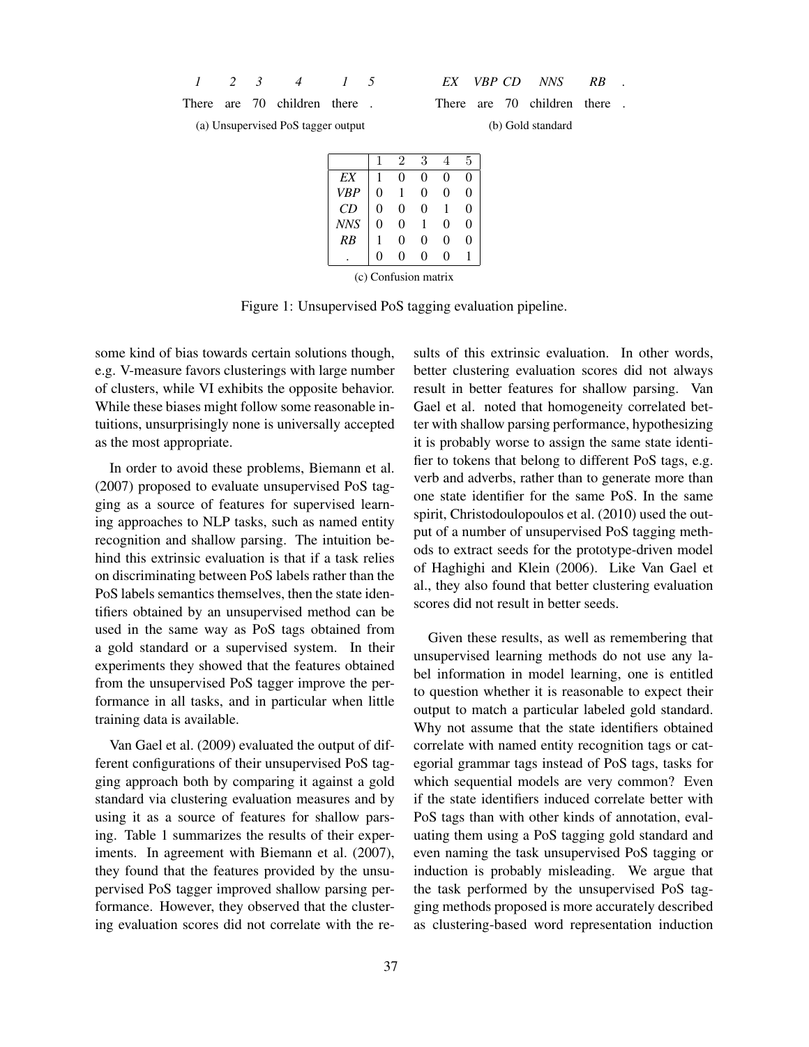| *1* | *2* | *3* | *4* | *1* | *5* |
|---|---|---|---|---|---|
| There | are | 70 | children | there | . |

(a) Unsupervised PoS tagger output

| *EX* | *VBP* | *CD* | *NNS* | *RB* | . |
|---|---|---|---|---|---|
| There | are | 70 | children | there | . |

(b) Gold standard

| | 1 | 2 | 3 | 4 | 5 |
|---|---|---|---|---|---|
| *EX* | 1 | 0 | 0 | 0 | 0 |
| *VBP* | 0 | 1 | 0 | 0 | 0 |
| *CD* | 0 | 0 | 0 | 1 | 0 |
| *NNS* | 0 | 0 | 1 | 0 | 0 |
| *RB* | 1 | 0 | 0 | 0 | 0 |
| . | 0 | 0 | 0 | 0 | 1 |

(c) Confusion matrix

Figure 1: Unsupervised PoS tagging evaluation pipeline.

some kind of bias towards certain solutions though, e.g. V-measure favors clusterings with large number of clusters, while VI exhibits the opposite behavior. While these biases might follow some reasonable intuitions, unsurprisingly none is universally accepted as the most appropriate.

In order to avoid these problems, Biemann et al. (2007) proposed to evaluate unsupervised PoS tagging as a source of features for supervised learning approaches to NLP tasks, such as named entity recognition and shallow parsing. The intuition behind this extrinsic evaluation is that if a task relies on discriminating between PoS labels rather than the PoS labels semantics themselves, then the state identifiers obtained by an unsupervised method can be used in the same way as PoS tags obtained from a gold standard or a supervised system. In their experiments they showed that the features obtained from the unsupervised PoS tagger improve the performance in all tasks, and in particular when little training data is available.

Van Gael et al. (2009) evaluated the output of different configurations of their unsupervised PoS tagging approach both by comparing it against a gold standard via clustering evaluation measures and by using it as a source of features for shallow parsing. Table 1 summarizes the results of their experiments. In agreement with Biemann et al. (2007), they found that the features provided by the unsupervised PoS tagger improved shallow parsing performance. However, they observed that the clustering evaluation scores did not correlate with the results of this extrinsic evaluation. In other words, better clustering evaluation scores did not always result in better features for shallow parsing. Van Gael et al. noted that homogeneity correlated better with shallow parsing performance, hypothesizing it is probably worse to assign the same state identifier to tokens that belong to different PoS tags, e.g. verb and adverbs, rather than to generate more than one state identifier for the same PoS. In the same spirit, Christodoulopoulos et al. (2010) used the output of a number of unsupervised PoS tagging methods to extract seeds for the prototype-driven model of Haghighi and Klein (2006). Like Van Gael et al., they also found that better clustering evaluation scores did not result in better seeds.

Given these results, as well as remembering that unsupervised learning methods do not use any label information in model learning, one is entitled to question whether it is reasonable to expect their output to match a particular labeled gold standard. Why not assume that the state identifiers obtained correlate with named entity recognition tags or categorial grammar tags instead of PoS tags, tasks for which sequential models are very common? Even if the state identifiers induced correlate better with PoS tags than with other kinds of annotation, evaluating them using a PoS tagging gold standard and even naming the task unsupervised PoS tagging or induction is probably misleading. We argue that the task performed by the unsupervised PoS tagging methods proposed is more accurately described as clustering-based word representation induction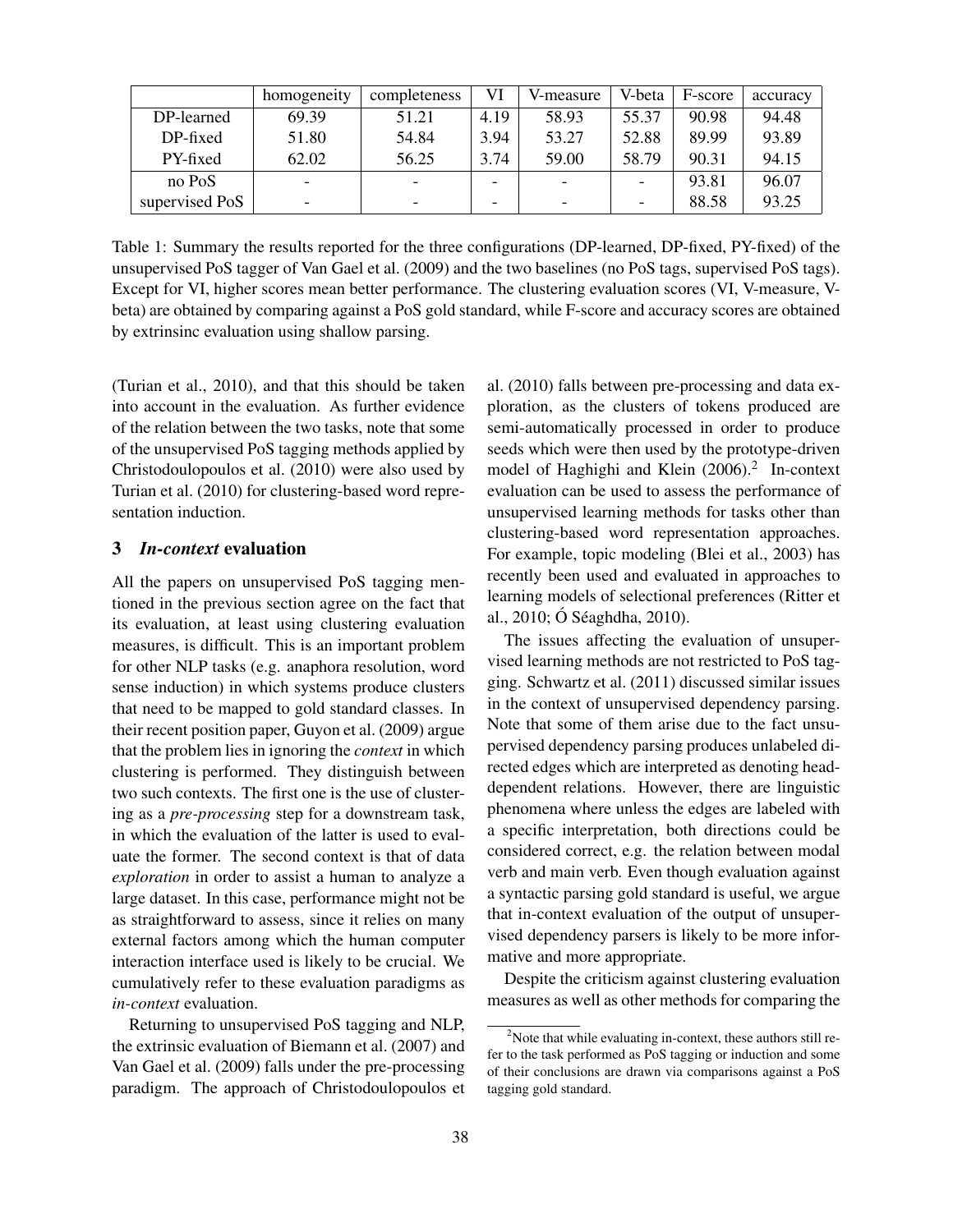| | homogeneity | completeness | VI | V-measure | V-beta | F-score | accuracy |
|---|---|---|---|---|---|---|---|
| DP-learned | 69.39 | 51.21 | 4.19 | 58.93 | 55.37 | 90.98 | 94.48 |
| DP-fixed | 51.80 | 54.84 | 3.94 | 53.27 | 52.88 | 89.99 | 93.89 |
| PY-fixed | 62.02 | 56.25 | 3.74 | 59.00 | 58.79 | 90.31 | 94.15 |
| no PoS | - | - | - | - | - | 93.81 | 96.07 |
| supervised PoS | - | - | - | - | - | 88.58 | 93.25 |

Table 1: Summary the results reported for the three configurations (DP-learned, DP-fixed, PY-fixed) of the unsupervised PoS tagger of Van Gael et al. (2009) and the two baselines (no PoS tags, supervised PoS tags). Except for VI, higher scores mean better performance. The clustering evaluation scores (VI, V-measure, V-beta) are obtained by comparing against a PoS gold standard, while F-score and accuracy scores are obtained by extrinsinc evaluation using shallow parsing.

(Turian et al., 2010), and that this should be taken into account in the evaluation. As further evidence of the relation between the two tasks, note that some of the unsupervised PoS tagging methods applied by Christodoulopoulos et al. (2010) were also used by Turian et al. (2010) for clustering-based word representation induction.

## 3 *In-context* evaluation

All the papers on unsupervised PoS tagging mentioned in the previous section agree on the fact that its evaluation, at least using clustering evaluation measures, is difficult. This is an important problem for other NLP tasks (e.g. anaphora resolution, word sense induction) in which systems produce clusters that need to be mapped to gold standard classes. In their recent position paper, Guyon et al. (2009) argue that the problem lies in ignoring the *context* in which clustering is performed. They distinguish between two such contexts. The first one is the use of clustering as a *pre-processing* step for a downstream task, in which the evaluation of the latter is used to evaluate the former. The second context is that of data *exploration* in order to assist a human to analyze a large dataset. In this case, performance might not be as straightforward to assess, since it relies on many external factors among which the human computer interaction interface used is likely to be crucial. We cumulatively refer to these evaluation paradigms as *in-context* evaluation.

Returning to unsupervised PoS tagging and NLP, the extrinsic evaluation of Biemann et al. (2007) and Van Gael et al. (2009) falls under the pre-processing paradigm. The approach of Christodoulopoulos et al. (2010) falls between pre-processing and data exploration, as the clusters of tokens produced are semi-automatically processed in order to produce seeds which were then used by the prototype-driven model of Haghighi and Klein (2006).[2] In-context evaluation can be used to assess the performance of unsupervised learning methods for tasks other than clustering-based word representation approaches. For example, topic modeling (Blei et al., 2003) has recently been used and evaluated in approaches to learning models of selectional preferences (Ritter et al., 2010; Ó Séaghdha, 2010).

The issues affecting the evaluation of unsupervised learning methods are not restricted to PoS tagging. Schwartz et al. (2011) discussed similar issues in the context of unsupervised dependency parsing. Note that some of them arise due to the fact unsupervised dependency parsing produces unlabeled directed edges which are interpreted as denoting head-dependent relations. However, there are linguistic phenomena where unless the edges are labeled with a specific interpretation, both directions could be considered correct, e.g. the relation between modal verb and main verb. Even though evaluation against a syntactic parsing gold standard is useful, we argue that in-context evaluation of the output of unsupervised dependency parsers is likely to be more informative and more appropriate.

Despite the criticism against clustering evaluation measures as well as other methods for comparing the

[2]Note that while evaluating in-context, these authors still refer to the task performed as PoS tagging or induction and some of their conclusions are drawn via comparisons against a PoS tagging gold standard.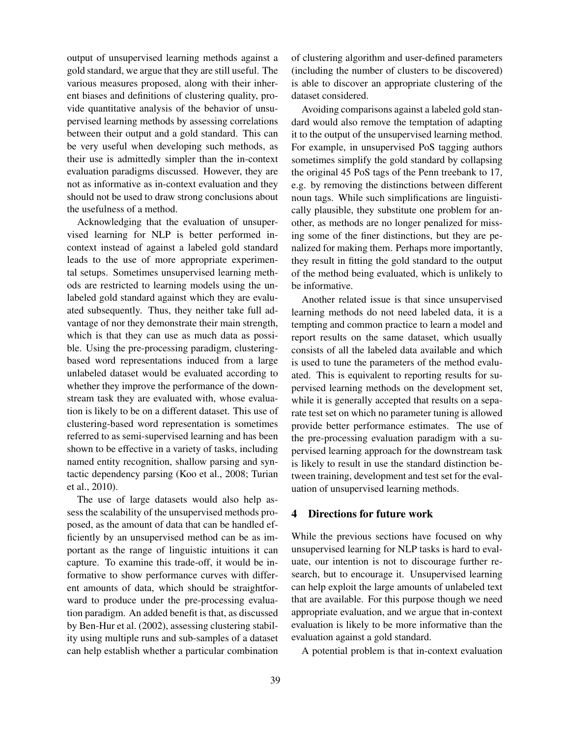output of unsupervised learning methods against a gold standard, we argue that they are still useful. The various measures proposed, along with their inherent biases and definitions of clustering quality, provide quantitative analysis of the behavior of unsupervised learning methods by assessing correlations between their output and a gold standard. This can be very useful when developing such methods, as their use is admittedly simpler than the in-context evaluation paradigms discussed. However, they are not as informative as in-context evaluation and they should not be used to draw strong conclusions about the usefulness of a method.

Acknowledging that the evaluation of unsupervised learning for NLP is better performed in-context instead of against a labeled gold standard leads to the use of more appropriate experimental setups. Sometimes unsupervised learning methods are restricted to learning models using the unlabeled gold standard against which they are evaluated subsequently. Thus, they neither take full advantage of nor they demonstrate their main strength, which is that they can use as much data as possible. Using the pre-processing paradigm, clustering-based word representations induced from a large unlabeled dataset would be evaluated according to whether they improve the performance of the downstream task they are evaluated with, whose evaluation is likely to be on a different dataset. This use of clustering-based word representation is sometimes referred to as semi-supervised learning and has been shown to be effective in a variety of tasks, including named entity recognition, shallow parsing and syntactic dependency parsing (Koo et al., 2008; Turian et al., 2010).

The use of large datasets would also help assess the scalability of the unsupervised methods proposed, as the amount of data that can be handled efficiently by an unsupervised method can be as important as the range of linguistic intuitions it can capture. To examine this trade-off, it would be informative to show performance curves with different amounts of data, which should be straightforward to produce under the pre-processing evaluation paradigm. An added benefit is that, as discussed by Ben-Hur et al. (2002), assessing clustering stability using multiple runs and sub-samples of a dataset can help establish whether a particular combination of clustering algorithm and user-defined parameters (including the number of clusters to be discovered) is able to discover an appropriate clustering of the dataset considered.

Avoiding comparisons against a labeled gold standard would also remove the temptation of adapting it to the output of the unsupervised learning method. For example, in unsupervised PoS tagging authors sometimes simplify the gold standard by collapsing the original 45 PoS tags of the Penn treebank to 17, e.g. by removing the distinctions between different noun tags. While such simplifications are linguistically plausible, they substitute one problem for another, as methods are no longer penalized for missing some of the finer distinctions, but they are penalized for making them. Perhaps more importantly, they result in fitting the gold standard to the output of the method being evaluated, which is unlikely to be informative.

Another related issue is that since unsupervised learning methods do not need labeled data, it is a tempting and common practice to learn a model and report results on the same dataset, which usually consists of all the labeled data available and which is used to tune the parameters of the method evaluated. This is equivalent to reporting results for supervised learning methods on the development set, while it is generally accepted that results on a separate test set on which no parameter tuning is allowed provide better performance estimates. The use of the pre-processing evaluation paradigm with a supervised learning approach for the downstream task is likely to result in use the standard distinction between training, development and test set for the evaluation of unsupervised learning methods.

## 4 Directions for future work

While the previous sections have focused on why unsupervised learning for NLP tasks is hard to evaluate, our intention is not to discourage further research, but to encourage it. Unsupervised learning can help exploit the large amounts of unlabeled text that are available. For this purpose though we need appropriate evaluation, and we argue that in-context evaluation is likely to be more informative than the evaluation against a gold standard.

A potential problem is that in-context evaluation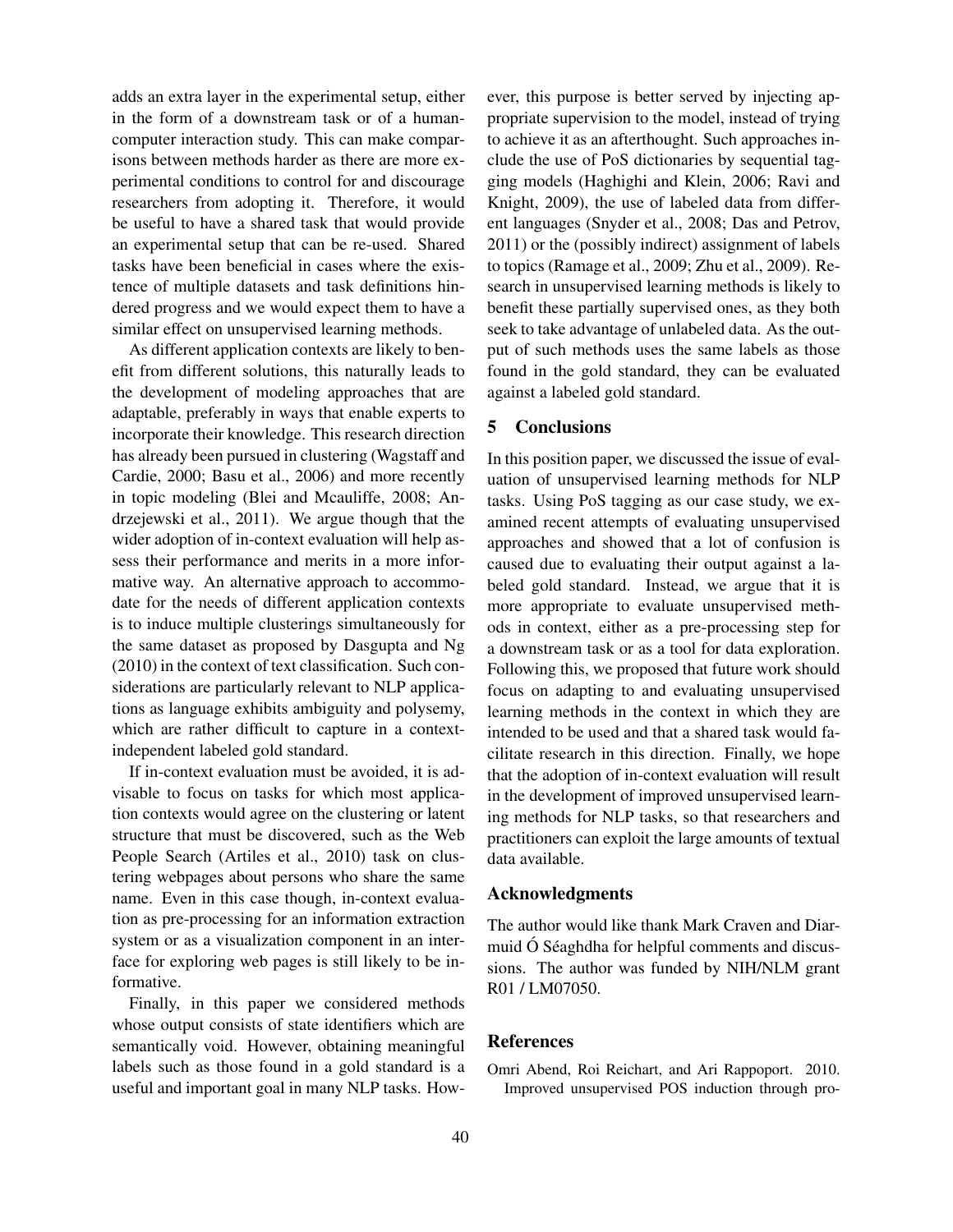adds an extra layer in the experimental setup, either in the form of a downstream task or of a human-computer interaction study. This can make comparisons between methods harder as there are more experimental conditions to control for and discourage researchers from adopting it. Therefore, it would be useful to have a shared task that would provide an experimental setup that can be re-used. Shared tasks have been beneficial in cases where the existence of multiple datasets and task definitions hindered progress and we would expect them to have a similar effect on unsupervised learning methods.

As different application contexts are likely to benefit from different solutions, this naturally leads to the development of modeling approaches that are adaptable, preferably in ways that enable experts to incorporate their knowledge. This research direction has already been pursued in clustering (Wagstaff and Cardie, 2000; Basu et al., 2006) and more recently in topic modeling (Blei and Mcauliffe, 2008; Andrzejewski et al., 2011). We argue though that the wider adoption of in-context evaluation will help assess their performance and merits in a more informative way. An alternative approach to accommodate for the needs of different application contexts is to induce multiple clusterings simultaneously for the same dataset as proposed by Dasgupta and Ng (2010) in the context of text classification. Such considerations are particularly relevant to NLP applications as language exhibits ambiguity and polysemy, which are rather difficult to capture in a context-independent labeled gold standard.

If in-context evaluation must be avoided, it is advisable to focus on tasks for which most application contexts would agree on the clustering or latent structure that must be discovered, such as the Web People Search (Artiles et al., 2010) task on clustering webpages about persons who share the same name. Even in this case though, in-context evaluation as pre-processing for an information extraction system or as a visualization component in an interface for exploring web pages is still likely to be informative.

Finally, in this paper we considered methods whose output consists of state identifiers which are semantically void. However, obtaining meaningful labels such as those found in a gold standard is a useful and important goal in many NLP tasks. However, this purpose is better served by injecting appropriate supervision to the model, instead of trying to achieve it as an afterthought. Such approaches include the use of PoS dictionaries by sequential tagging models (Haghighi and Klein, 2006; Ravi and Knight, 2009), the use of labeled data from different languages (Snyder et al., 2008; Das and Petrov, 2011) or the (possibly indirect) assignment of labels to topics (Ramage et al., 2009; Zhu et al., 2009). Research in unsupervised learning methods is likely to benefit these partially supervised ones, as they both seek to take advantage of unlabeled data. As the output of such methods uses the same labels as those found in the gold standard, they can be evaluated against a labeled gold standard.

## 5 Conclusions

In this position paper, we discussed the issue of evaluation of unsupervised learning methods for NLP tasks. Using PoS tagging as our case study, we examined recent attempts of evaluating unsupervised approaches and showed that a lot of confusion is caused due to evaluating their output against a labeled gold standard. Instead, we argue that it is more appropriate to evaluate unsupervised methods in context, either as a pre-processing step for a downstream task or as a tool for data exploration. Following this, we proposed that future work should focus on adapting to and evaluating unsupervised learning methods in the context in which they are intended to be used and that a shared task would facilitate research in this direction. Finally, we hope that the adoption of in-context evaluation will result in the development of improved unsupervised learning methods for NLP tasks, so that researchers and practitioners can exploit the large amounts of textual data available.

## Acknowledgments

The author would like thank Mark Craven and Diarmuid Ó Séaghdha for helpful comments and discussions. The author was funded by NIH/NLM grant R01 / LM07050.

## References

Omri Abend, Roi Reichart, and Ari Rappoport. 2010. Improved unsupervised POS induction through pro-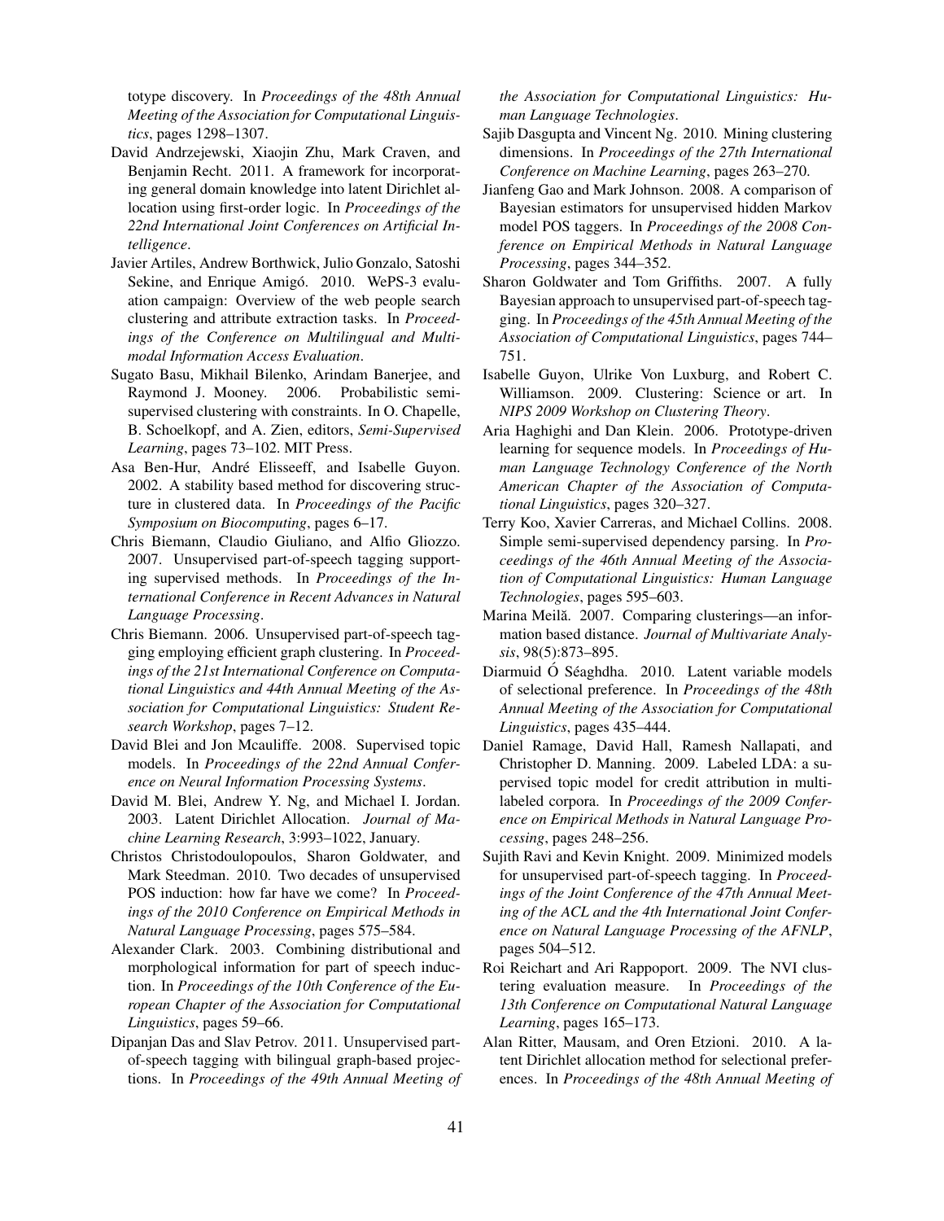totype discovery. In *Proceedings of the 48th Annual Meeting of the Association for Computational Linguistics*, pages 1298–1307.

David Andrzejewski, Xiaojin Zhu, Mark Craven, and Benjamin Recht. 2011. A framework for incorporating general domain knowledge into latent Dirichlet allocation using first-order logic. In *Proceedings of the 22nd International Joint Conferences on Artificial Intelligence*.

Javier Artiles, Andrew Borthwick, Julio Gonzalo, Satoshi Sekine, and Enrique Amigó. 2010. WePS-3 evaluation campaign: Overview of the web people search clustering and attribute extraction tasks. In *Proceedings of the Conference on Multilingual and Multimodal Information Access Evaluation*.

Sugato Basu, Mikhail Bilenko, Arindam Banerjee, and Raymond J. Mooney. 2006. Probabilistic semi-supervised clustering with constraints. In O. Chapelle, B. Schoelkopf, and A. Zien, editors, *Semi-Supervised Learning*, pages 73–102. MIT Press.

Asa Ben-Hur, André Elisseeff, and Isabelle Guyon. 2002. A stability based method for discovering structure in clustered data. In *Proceedings of the Pacific Symposium on Biocomputing*, pages 6–17.

Chris Biemann, Claudio Giuliano, and Alfio Gliozzo. 2007. Unsupervised part-of-speech tagging supporting supervised methods. In *Proceedings of the International Conference in Recent Advances in Natural Language Processing*.

Chris Biemann. 2006. Unsupervised part-of-speech tagging employing efficient graph clustering. In *Proceedings of the 21st International Conference on Computational Linguistics and 44th Annual Meeting of the Association for Computational Linguistics: Student Research Workshop*, pages 7–12.

David Blei and Jon Mcauliffe. 2008. Supervised topic models. In *Proceedings of the 22nd Annual Conference on Neural Information Processing Systems*.

David M. Blei, Andrew Y. Ng, and Michael I. Jordan. 2003. Latent Dirichlet Allocation. *Journal of Machine Learning Research*, 3:993–1022, January.

Christos Christodoulopoulos, Sharon Goldwater, and Mark Steedman. 2010. Two decades of unsupervised POS induction: how far have we come? In *Proceedings of the 2010 Conference on Empirical Methods in Natural Language Processing*, pages 575–584.

Alexander Clark. 2003. Combining distributional and morphological information for part of speech induction. In *Proceedings of the 10th Conference of the European Chapter of the Association for Computational Linguistics*, pages 59–66.

Dipanjan Das and Slav Petrov. 2011. Unsupervised part-of-speech tagging with bilingual graph-based projections. In *Proceedings of the 49th Annual Meeting of the Association for Computational Linguistics: Human Language Technologies*.

Sajib Dasgupta and Vincent Ng. 2010. Mining clustering dimensions. In *Proceedings of the 27th International Conference on Machine Learning*, pages 263–270.

Jianfeng Gao and Mark Johnson. 2008. A comparison of Bayesian estimators for unsupervised hidden Markov model POS taggers. In *Proceedings of the 2008 Conference on Empirical Methods in Natural Language Processing*, pages 344–352.

Sharon Goldwater and Tom Griffiths. 2007. A fully Bayesian approach to unsupervised part-of-speech tagging. In *Proceedings of the 45th Annual Meeting of the Association of Computational Linguistics*, pages 744–751.

Isabelle Guyon, Ulrike Von Luxburg, and Robert C. Williamson. 2009. Clustering: Science or art. In *NIPS 2009 Workshop on Clustering Theory*.

Aria Haghighi and Dan Klein. 2006. Prototype-driven learning for sequence models. In *Proceedings of Human Language Technology Conference of the North American Chapter of the Association of Computational Linguistics*, pages 320–327.

Terry Koo, Xavier Carreras, and Michael Collins. 2008. Simple semi-supervised dependency parsing. In *Proceedings of the 46th Annual Meeting of the Association of Computational Linguistics: Human Language Technologies*, pages 595–603.

Marina Meilă. 2007. Comparing clusterings—an information based distance. *Journal of Multivariate Analysis*, 98(5):873–895.

Diarmuid Ó Séaghdha. 2010. Latent variable models of selectional preference. In *Proceedings of the 48th Annual Meeting of the Association for Computational Linguistics*, pages 435–444.

Daniel Ramage, David Hall, Ramesh Nallapati, and Christopher D. Manning. 2009. Labeled LDA: a supervised topic model for credit attribution in multi-labeled corpora. In *Proceedings of the 2009 Conference on Empirical Methods in Natural Language Processing*, pages 248–256.

Sujith Ravi and Kevin Knight. 2009. Minimized models for unsupervised part-of-speech tagging. In *Proceedings of the Joint Conference of the 47th Annual Meeting of the ACL and the 4th International Joint Conference on Natural Language Processing of the AFNLP*, pages 504–512.

Roi Reichart and Ari Rappoport. 2009. The NVI clustering evaluation measure. In *Proceedings of the 13th Conference on Computational Natural Language Learning*, pages 165–173.

Alan Ritter, Mausam, and Oren Etzioni. 2010. A latent Dirichlet allocation method for selectional preferences. In *Proceedings of the 48th Annual Meeting of*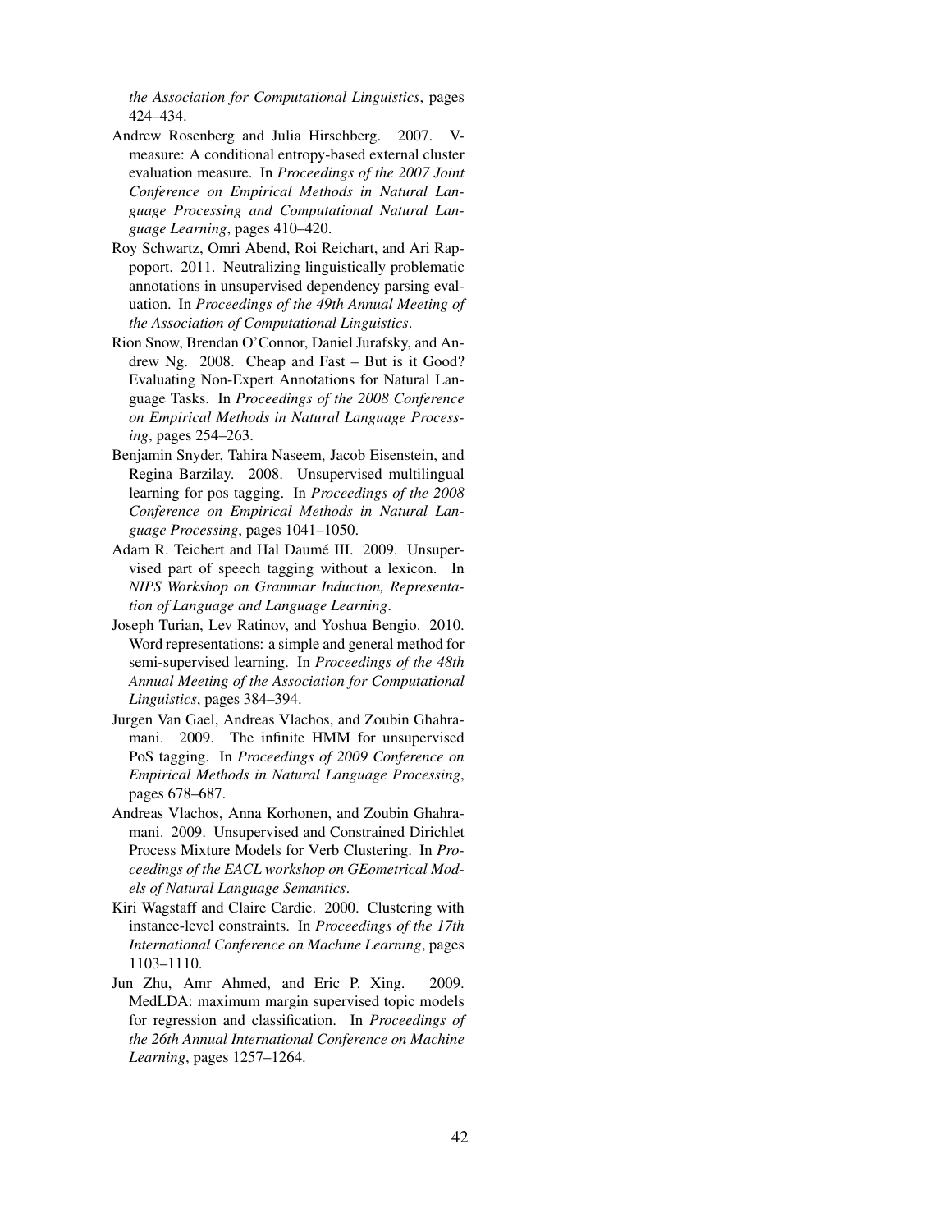*the Association for Computational Linguistics*, pages 424–434.

Andrew Rosenberg and Julia Hirschberg. 2007. V-measure: A conditional entropy-based external cluster evaluation measure. In *Proceedings of the 2007 Joint Conference on Empirical Methods in Natural Language Processing and Computational Natural Language Learning*, pages 410–420.

Roy Schwartz, Omri Abend, Roi Reichart, and Ari Rappoport. 2011. Neutralizing linguistically problematic annotations in unsupervised dependency parsing evaluation. In *Proceedings of the 49th Annual Meeting of the Association of Computational Linguistics*.

Rion Snow, Brendan O'Connor, Daniel Jurafsky, and Andrew Ng. 2008. Cheap and Fast – But is it Good? Evaluating Non-Expert Annotations for Natural Language Tasks. In *Proceedings of the 2008 Conference on Empirical Methods in Natural Language Processing*, pages 254–263.

Benjamin Snyder, Tahira Naseem, Jacob Eisenstein, and Regina Barzilay. 2008. Unsupervised multilingual learning for pos tagging. In *Proceedings of the 2008 Conference on Empirical Methods in Natural Language Processing*, pages 1041–1050.

Adam R. Teichert and Hal Daumé III. 2009. Unsupervised part of speech tagging without a lexicon. In *NIPS Workshop on Grammar Induction, Representation of Language and Language Learning*.

Joseph Turian, Lev Ratinov, and Yoshua Bengio. 2010. Word representations: a simple and general method for semi-supervised learning. In *Proceedings of the 48th Annual Meeting of the Association for Computational Linguistics*, pages 384–394.

Jurgen Van Gael, Andreas Vlachos, and Zoubin Ghahramani. 2009. The infinite HMM for unsupervised PoS tagging. In *Proceedings of 2009 Conference on Empirical Methods in Natural Language Processing*, pages 678–687.

Andreas Vlachos, Anna Korhonen, and Zoubin Ghahramani. 2009. Unsupervised and Constrained Dirichlet Process Mixture Models for Verb Clustering. In *Proceedings of the EACL workshop on GEometrical Models of Natural Language Semantics*.

Kiri Wagstaff and Claire Cardie. 2000. Clustering with instance-level constraints. In *Proceedings of the 17th International Conference on Machine Learning*, pages 1103–1110.

Jun Zhu, Amr Ahmed, and Eric P. Xing. 2009. MedLDA: maximum margin supervised topic models for regression and classification. In *Proceedings of the 26th Annual International Conference on Machine Learning*, pages 1257–1264.